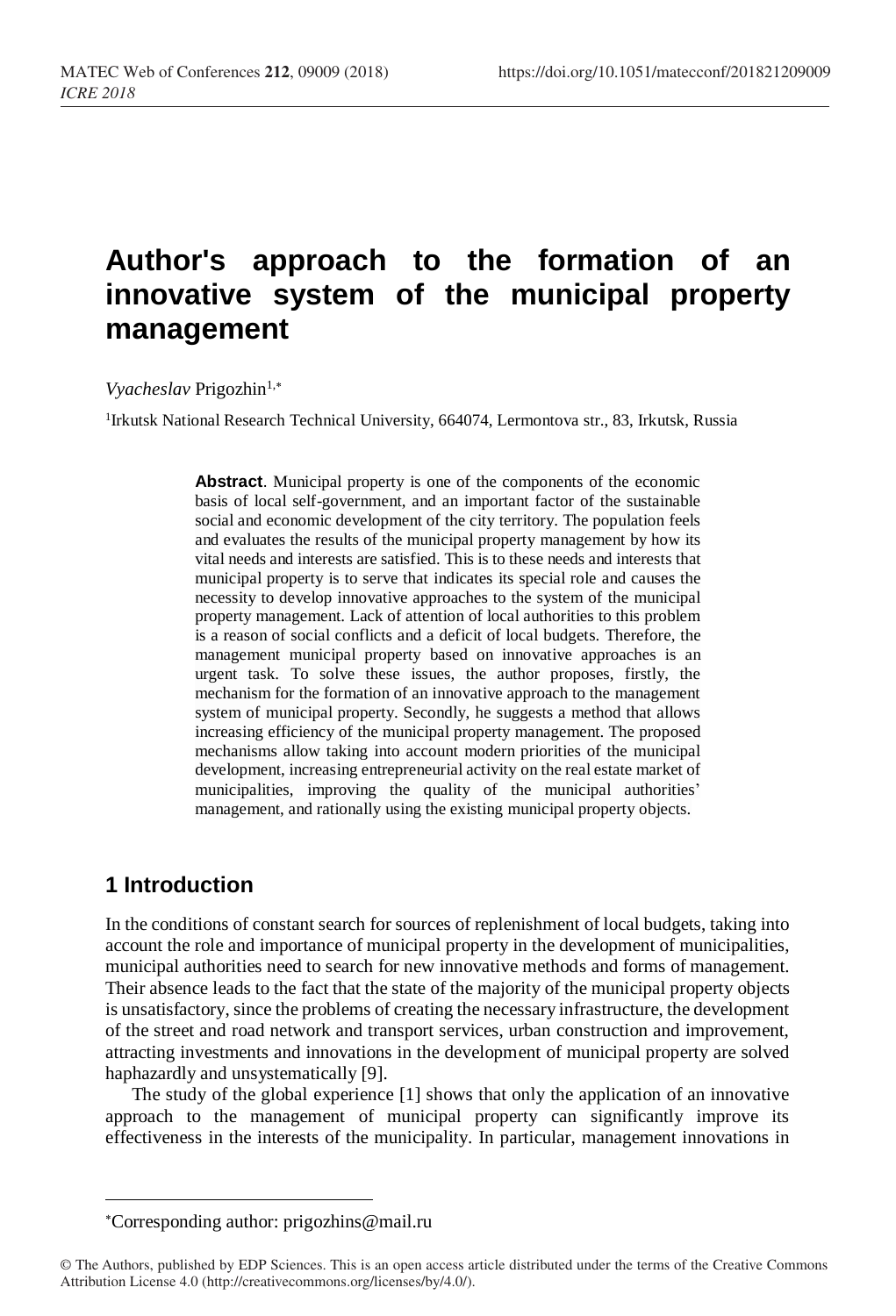# Author's approach to the formation of an innovative system of the municipal property management

*Vyacheslav* Prigozhin[1,*]

[1]Irkutsk National Research Technical University, 664074, Lermontova str., 83, Irkutsk, Russia

**Abstract**. Municipal property is one of the components of the economic basis of local self-government, and an important factor of the sustainable social and economic development of the city territory. The population feels and evaluates the results of the municipal property management by how its vital needs and interests are satisfied. This is to these needs and interests that municipal property is to serve that indicates its special role and causes the necessity to develop innovative approaches to the system of the municipal property management. Lack of attention of local authorities to this problem is a reason of social conflicts and a deficit of local budgets. Therefore, the management municipal property based on innovative approaches is an urgent task. To solve these issues, the author proposes, firstly, the mechanism for the formation of an innovative approach to the management system of municipal property. Secondly, he suggests a method that allows increasing efficiency of the municipal property management. The proposed mechanisms allow taking into account modern priorities of the municipal development, increasing entrepreneurial activity on the real estate market of municipalities, improving the quality of the municipal authorities' management, and rationally using the existing municipal property objects.

## 1 Introduction

In the conditions of constant search for sources of replenishment of local budgets, taking into account the role and importance of municipal property in the development of municipalities, municipal authorities need to search for new innovative methods and forms of management. Their absence leads to the fact that the state of the majority of the municipal property objects is unsatisfactory, since the problems of creating the necessary infrastructure, the development of the street and road network and transport services, urban construction and improvement, attracting investments and innovations in the development of municipal property are solved haphazardly and unsystematically [9].

The study of the global experience [1] shows that only the application of an innovative approach to the management of municipal property can significantly improve its effectiveness in the interests of the municipality. In particular, management innovations in

*Corresponding author: prigozhins@mail.ru

© The Authors, published by EDP Sciences. This is an open access article distributed under the terms of the Creative Commons Attribution License 4.0 (http://creativecommons.org/licenses/by/4.0/).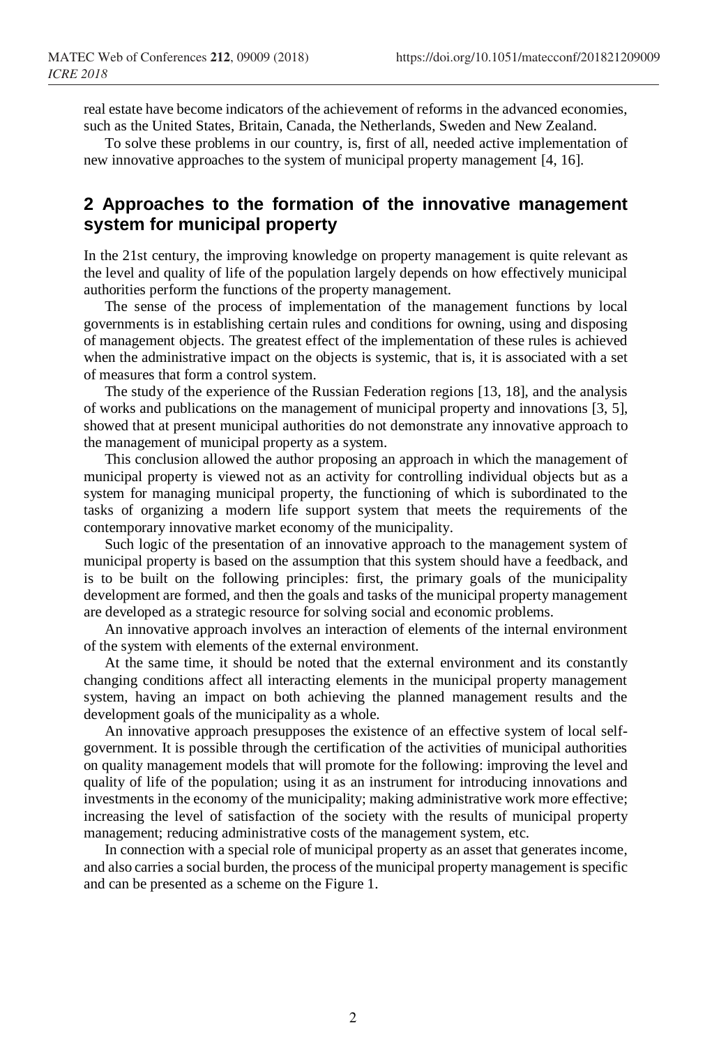real estate have become indicators of the achievement of reforms in the advanced economies, such as the United States, Britain, Canada, the Netherlands, Sweden and New Zealand.

To solve these problems in our country, is, first of all, needed active implementation of new innovative approaches to the system of municipal property management [4, 16].

## 2 Approaches to the formation of the innovative management system for municipal property

In the 21st century, the improving knowledge on property management is quite relevant as the level and quality of life of the population largely depends on how effectively municipal authorities perform the functions of the property management.

The sense of the process of implementation of the management functions by local governments is in establishing certain rules and conditions for owning, using and disposing of management objects. The greatest effect of the implementation of these rules is achieved when the administrative impact on the objects is systemic, that is, it is associated with a set of measures that form a control system.

The study of the experience of the Russian Federation regions [13, 18], and the analysis of works and publications on the management of municipal property and innovations [3, 5], showed that at present municipal authorities do not demonstrate any innovative approach to the management of municipal property as a system.

This conclusion allowed the author proposing an approach in which the management of municipal property is viewed not as an activity for controlling individual objects but as a system for managing municipal property, the functioning of which is subordinated to the tasks of organizing a modern life support system that meets the requirements of the contemporary innovative market economy of the municipality.

Such logic of the presentation of an innovative approach to the management system of municipal property is based on the assumption that this system should have a feedback, and is to be built on the following principles: first, the primary goals of the municipality development are formed, and then the goals and tasks of the municipal property management are developed as a strategic resource for solving social and economic problems.

An innovative approach involves an interaction of elements of the internal environment of the system with elements of the external environment.

At the same time, it should be noted that the external environment and its constantly changing conditions affect all interacting elements in the municipal property management system, having an impact on both achieving the planned management results and the development goals of the municipality as a whole.

An innovative approach presupposes the existence of an effective system of local self-government. It is possible through the certification of the activities of municipal authorities on quality management models that will promote for the following: improving the level and quality of life of the population; using it as an instrument for introducing innovations and investments in the economy of the municipality; making administrative work more effective; increasing the level of satisfaction of the society with the results of municipal property management; reducing administrative costs of the management system, etc.

In connection with a special role of municipal property as an asset that generates income, and also carries a social burden, the process of the municipal property management is specific and can be presented as a scheme on the Figure 1.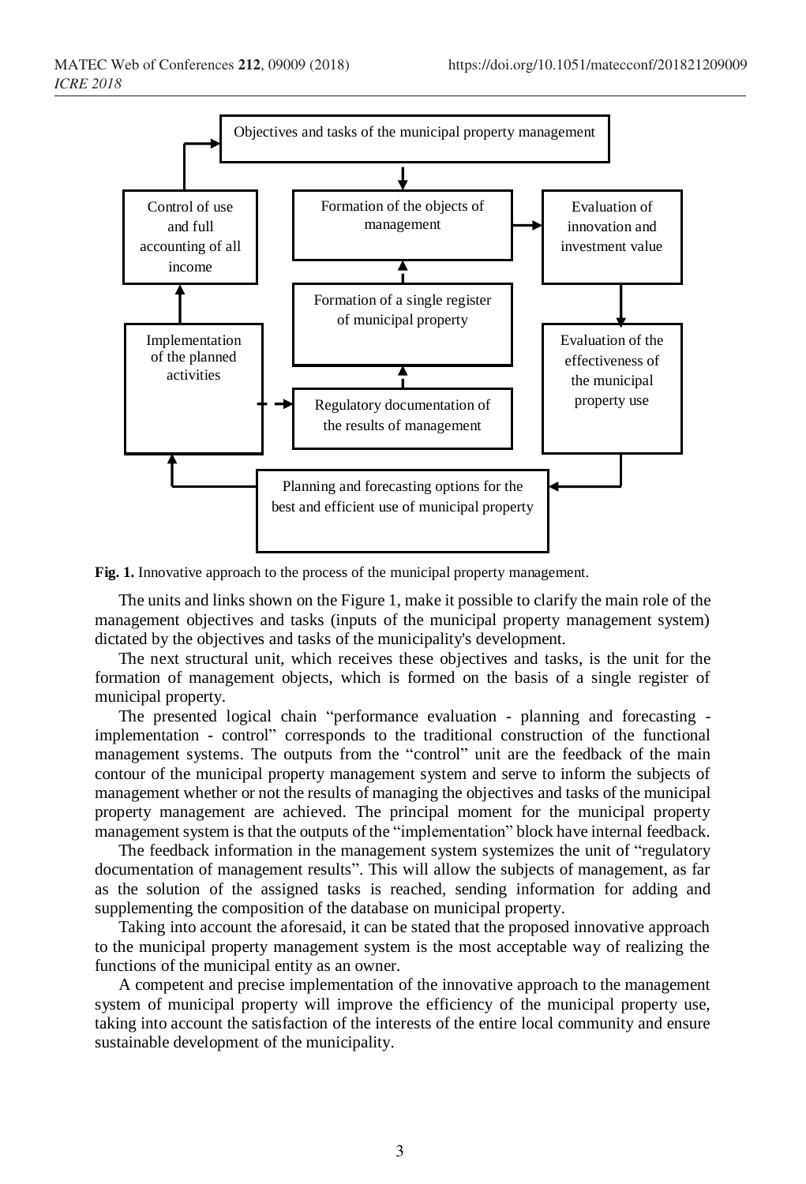Objectives and tasks of the municipal property management

Formation of the objects of management

Control of use and full accounting of all income

Evaluation of innovation and investment value

Formation of a single register of municipal property

Implementation of the planned activities

Evaluation of the effectiveness of the municipal property use

Regulatory documentation of the results of management

Planning and forecasting options for the best and efficient use of municipal property

**Fig. 1.** Innovative approach to the process of the municipal property management.

The units and links shown on the Figure 1, make it possible to clarify the main role of the management objectives and tasks (inputs of the municipal property management system) dictated by the objectives and tasks of the municipality's development.

The next structural unit, which receives these objectives and tasks, is the unit for the formation of management objects, which is formed on the basis of a single register of municipal property.

The presented logical chain "performance evaluation - planning and forecasting - implementation - control" corresponds to the traditional construction of the functional management systems. The outputs from the "control" unit are the feedback of the main contour of the municipal property management system and serve to inform the subjects of management whether or not the results of managing the objectives and tasks of the municipal property management are achieved. The principal moment for the municipal property management system is that the outputs of the "implementation" block have internal feedback.

The feedback information in the management system systemizes the unit of "regulatory documentation of management results". This will allow the subjects of management, as far as the solution of the assigned tasks is reached, sending information for adding and supplementing the composition of the database on municipal property.

Taking into account the aforesaid, it can be stated that the proposed innovative approach to the municipal property management system is the most acceptable way of realizing the functions of the municipal entity as an owner.

A competent and precise implementation of the innovative approach to the management system of municipal property will improve the efficiency of the municipal property use, taking into account the satisfaction of the interests of the entire local community and ensure sustainable development of the municipality.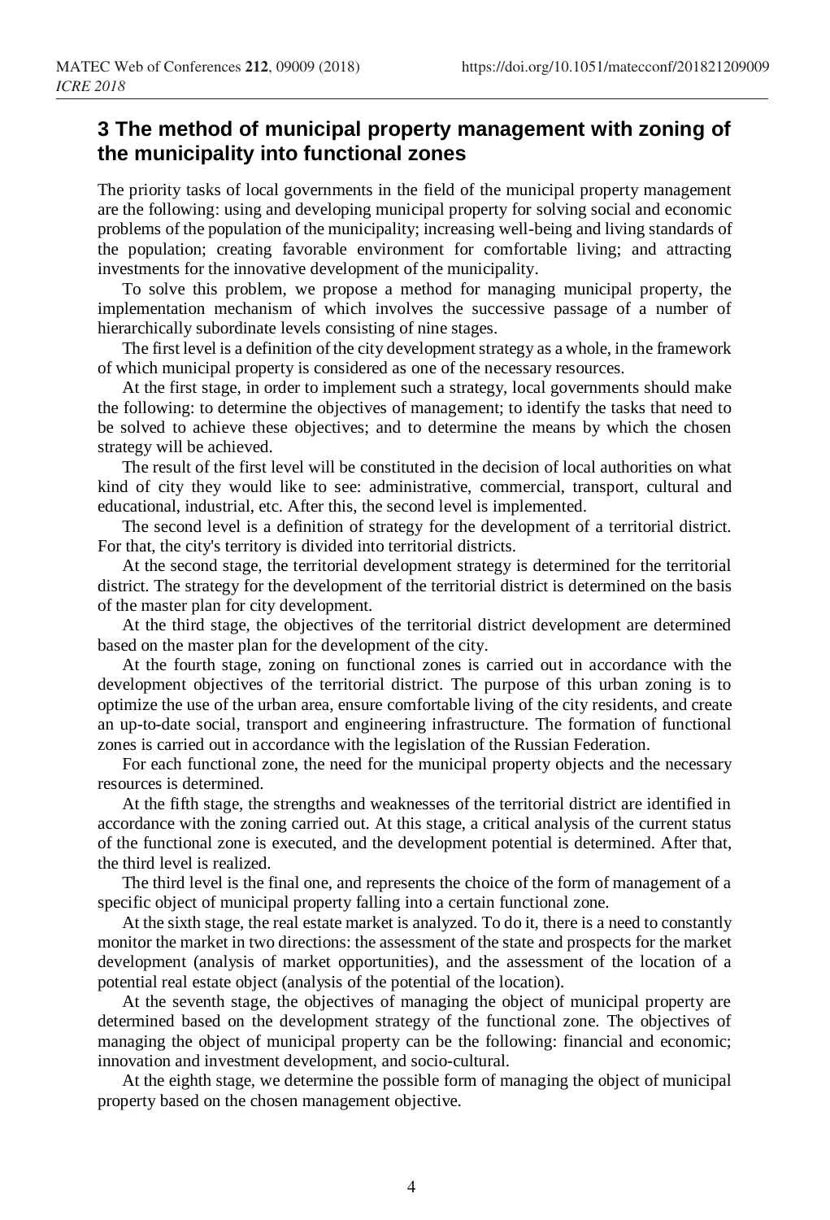## 3 The method of municipal property management with zoning of the municipality into functional zones

The priority tasks of local governments in the field of the municipal property management are the following: using and developing municipal property for solving social and economic problems of the population of the municipality; increasing well-being and living standards of the population; creating favorable environment for comfortable living; and attracting investments for the innovative development of the municipality.

To solve this problem, we propose a method for managing municipal property, the implementation mechanism of which involves the successive passage of a number of hierarchically subordinate levels consisting of nine stages.

The first level is a definition of the city development strategy as a whole, in the framework of which municipal property is considered as one of the necessary resources.

At the first stage, in order to implement such a strategy, local governments should make the following: to determine the objectives of management; to identify the tasks that need to be solved to achieve these objectives; and to determine the means by which the chosen strategy will be achieved.

The result of the first level will be constituted in the decision of local authorities on what kind of city they would like to see: administrative, commercial, transport, cultural and educational, industrial, etc. After this, the second level is implemented.

The second level is a definition of strategy for the development of a territorial district. For that, the city's territory is divided into territorial districts.

At the second stage, the territorial development strategy is determined for the territorial district. The strategy for the development of the territorial district is determined on the basis of the master plan for city development.

At the third stage, the objectives of the territorial district development are determined based on the master plan for the development of the city.

At the fourth stage, zoning on functional zones is carried out in accordance with the development objectives of the territorial district. The purpose of this urban zoning is to optimize the use of the urban area, ensure comfortable living of the city residents, and create an up-to-date social, transport and engineering infrastructure. The formation of functional zones is carried out in accordance with the legislation of the Russian Federation.

For each functional zone, the need for the municipal property objects and the necessary resources is determined.

At the fifth stage, the strengths and weaknesses of the territorial district are identified in accordance with the zoning carried out. At this stage, a critical analysis of the current status of the functional zone is executed, and the development potential is determined. After that, the third level is realized.

The third level is the final one, and represents the choice of the form of management of a specific object of municipal property falling into a certain functional zone.

At the sixth stage, the real estate market is analyzed. To do it, there is a need to constantly monitor the market in two directions: the assessment of the state and prospects for the market development (analysis of market opportunities), and the assessment of the location of a potential real estate object (analysis of the potential of the location).

At the seventh stage, the objectives of managing the object of municipal property are determined based on the development strategy of the functional zone. The objectives of managing the object of municipal property can be the following: financial and economic; innovation and investment development, and socio-cultural.

At the eighth stage, we determine the possible form of managing the object of municipal property based on the chosen management objective.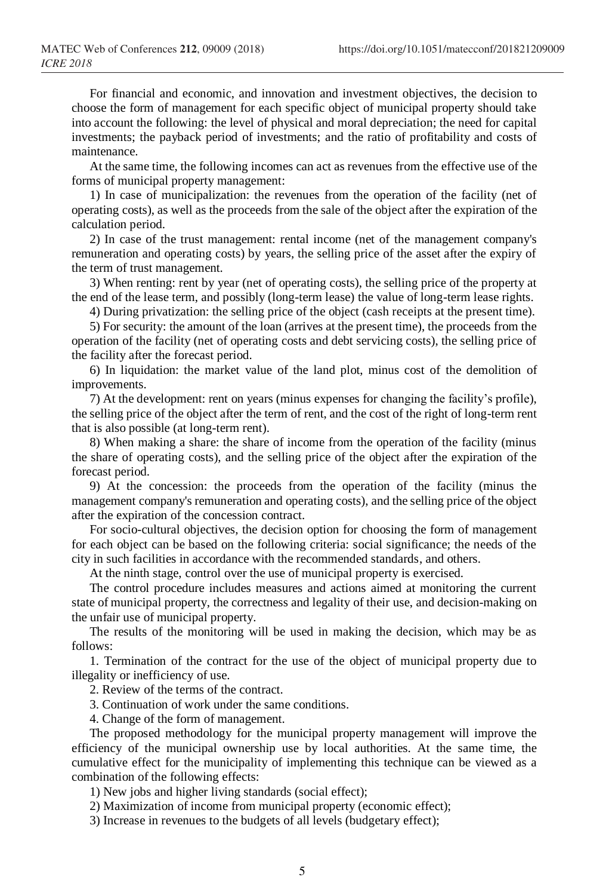For financial and economic, and innovation and investment objectives, the decision to choose the form of management for each specific object of municipal property should take into account the following: the level of physical and moral depreciation; the need for capital investments; the payback period of investments; and the ratio of profitability and costs of maintenance.

At the same time, the following incomes can act as revenues from the effective use of the forms of municipal property management:

1) In case of municipalization: the revenues from the operation of the facility (net of operating costs), as well as the proceeds from the sale of the object after the expiration of the calculation period.

2) In case of the trust management: rental income (net of the management company's remuneration and operating costs) by years, the selling price of the asset after the expiry of the term of trust management.

3) When renting: rent by year (net of operating costs), the selling price of the property at the end of the lease term, and possibly (long-term lease) the value of long-term lease rights.

4) During privatization: the selling price of the object (cash receipts at the present time).

5) For security: the amount of the loan (arrives at the present time), the proceeds from the operation of the facility (net of operating costs and debt servicing costs), the selling price of the facility after the forecast period.

6) In liquidation: the market value of the land plot, minus cost of the demolition of improvements.

7) At the development: rent on years (minus expenses for changing the facility's profile), the selling price of the object after the term of rent, and the cost of the right of long-term rent that is also possible (at long-term rent).

8) When making a share: the share of income from the operation of the facility (minus the share of operating costs), and the selling price of the object after the expiration of the forecast period.

9) At the concession: the proceeds from the operation of the facility (minus the management company's remuneration and operating costs), and the selling price of the object after the expiration of the concession contract.

For socio-cultural objectives, the decision option for choosing the form of management for each object can be based on the following criteria: social significance; the needs of the city in such facilities in accordance with the recommended standards, and others.

At the ninth stage, control over the use of municipal property is exercised.

The control procedure includes measures and actions aimed at monitoring the current state of municipal property, the correctness and legality of their use, and decision-making on the unfair use of municipal property.

The results of the monitoring will be used in making the decision, which may be as follows:

1. Termination of the contract for the use of the object of municipal property due to illegality or inefficiency of use.

2. Review of the terms of the contract.

3. Continuation of work under the same conditions.

4. Change of the form of management.

The proposed methodology for the municipal property management will improve the efficiency of the municipal ownership use by local authorities. At the same time, the cumulative effect for the municipality of implementing this technique can be viewed as a combination of the following effects:

1) New jobs and higher living standards (social effect);

2) Maximization of income from municipal property (economic effect);

3) Increase in revenues to the budgets of all levels (budgetary effect);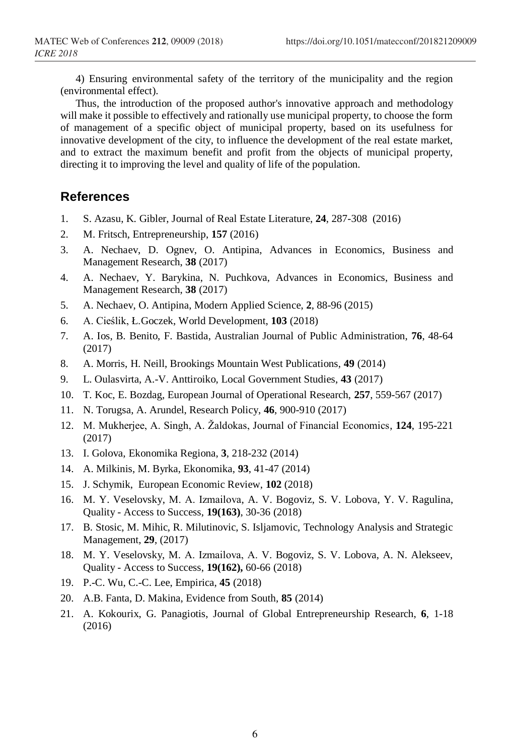4) Ensuring environmental safety of the territory of the municipality and the region (environmental effect).

Thus, the introduction of the proposed author's innovative approach and methodology will make it possible to effectively and rationally use municipal property, to choose the form of management of a specific object of municipal property, based on its usefulness for innovative development of the city, to influence the development of the real estate market, and to extract the maximum benefit and profit from the objects of municipal property, directing it to improving the level and quality of life of the population.

## References

1. S. Azasu, K. Gibler, Journal of Real Estate Literature, **24**, 287-308 (2016)
2. M. Fritsch, Entrepreneurship, **157** (2016)
3. A. Nechaev, D. Ognev, O. Antipina, Advances in Economics, Business and Management Research, **38** (2017)
4. A. Nechaev, Y. Barykina, N. Puchkova, Advances in Economics, Business and Management Research, **38** (2017)
5. A. Nechaev, O. Antipina, Modern Applied Science, **2**, 88-96 (2015)
6. A. Cieślik, Ł.Goczek, World Development, **103** (2018)
7. A. Ios, B. Benito, F. Bastida, Australian Journal of Public Administration, **76**, 48-64 (2017)
8. A. Morris, H. Neill, Brookings Mountain West Publications, **49** (2014)
9. L. Oulasvirta, A.-V. Anttiroiko, Local Government Studies, **43** (2017)
10. T. Koc, E. Bozdag, European Journal of Operational Research, **257**, 559-567 (2017)
11. N. Torugsa, A. Arundel, Research Policy, **46**, 900-910 (2017)
12. M. Mukherjee, A. Singh, A. Žaldokas, Journal of Financial Economics, **124**, 195-221 (2017)
13. I. Golova, Ekonomika Regiona, **3**, 218-232 (2014)
14. A. Milkinis, M. Byrka, Ekonomika, **93**, 41-47 (2014)
15. J. Schymik, European Economic Review, **102** (2018)
16. M. Y. Veselovsky, M. A. Izmailova, A. V. Bogoviz, S. V. Lobova, Y. V. Ragulina, Quality - Access to Success, **19(163)**, 30-36 (2018)
17. B. Stosic, M. Mihic, R. Milutinovic, S. Isljamovic, Technology Analysis and Strategic Management, **29**, (2017)
18. M. Y. Veselovsky, M. A. Izmailova, A. V. Bogoviz, S. V. Lobova, A. N. Alekseev, Quality - Access to Success, **19(162),** 60-66 (2018)
19. P.-C. Wu, C.-C. Lee, Empirica, **45** (2018)
20. A.B. Fanta, D. Makina, Evidence from South, **85** (2014)
21. A. Kokourix, G. Panagiotis, Journal of Global Entrepreneurship Research, **6**, 1-18 (2016)